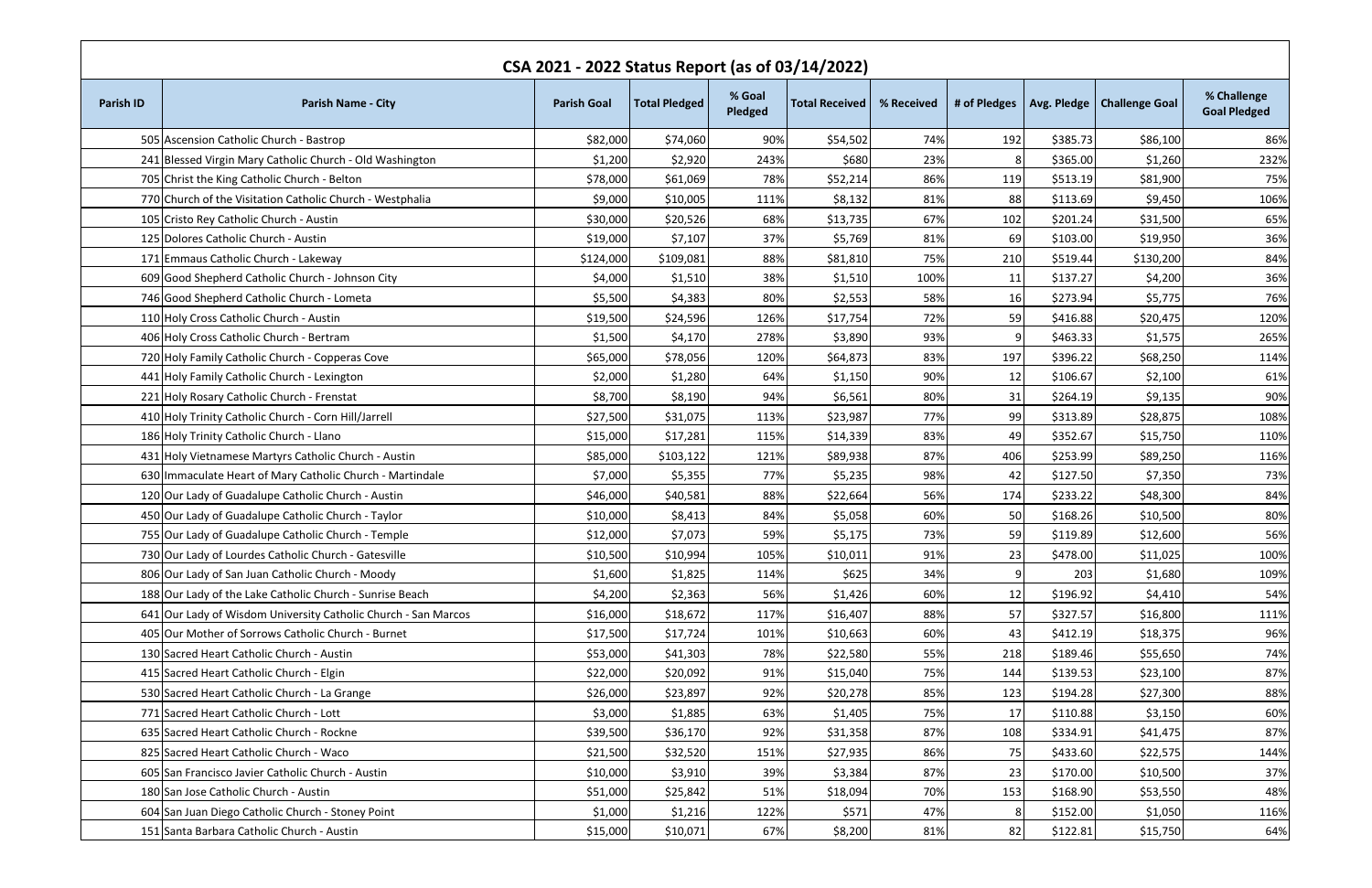## CSA 2021 - 2022 Status Report (as of 03/14/2022)

| Parish ID | Parish Name - City | Parish Goal | Total Pledged | % Goal Pledged | Total Received | % Received | # of Pledges | Avg. Pledge | Challenge Goal | % Challenge Goal Pledged |
|---|---|---|---|---|---|---|---|---|---|---|
| 505 | Ascension Catholic Church - Bastrop | $82,000 | $74,060 | 90% | $54,502 | 74% | 192 | $385.73 | $86,100 | 86% |
| 241 | Blessed Virgin Mary Catholic Church - Old Washington | $1,200 | $2,920 | 243% | $680 | 23% | 8 | $365.00 | $1,260 | 232% |
| 705 | Christ the King Catholic Church - Belton | $78,000 | $61,069 | 78% | $52,214 | 86% | 119 | $513.19 | $81,900 | 75% |
| 770 | Church of the Visitation Catholic Church - Westphalia | $9,000 | $10,005 | 111% | $8,132 | 81% | 88 | $113.69 | $9,450 | 106% |
| 105 | Cristo Rey Catholic Church - Austin | $30,000 | $20,526 | 68% | $13,735 | 67% | 102 | $201.24 | $31,500 | 65% |
| 125 | Dolores Catholic Church - Austin | $19,000 | $7,107 | 37% | $5,769 | 81% | 69 | $103.00 | $19,950 | 36% |
| 171 | Emmaus Catholic Church - Lakeway | $124,000 | $109,081 | 88% | $81,810 | 75% | 210 | $519.44 | $130,200 | 84% |
| 609 | Good Shepherd Catholic Church - Johnson City | $4,000 | $1,510 | 38% | $1,510 | 100% | 11 | $137.27 | $4,200 | 36% |
| 746 | Good Shepherd Catholic Church - Lometa | $5,500 | $4,383 | 80% | $2,553 | 58% | 16 | $273.94 | $5,775 | 76% |
| 110 | Holy Cross Catholic Church - Austin | $19,500 | $24,596 | 126% | $17,754 | 72% | 59 | $416.88 | $20,475 | 120% |
| 406 | Holy Cross Catholic Church - Bertram | $1,500 | $4,170 | 278% | $3,890 | 93% | 9 | $463.33 | $1,575 | 265% |
| 720 | Holy Family Catholic Church - Copperas Cove | $65,000 | $78,056 | 120% | $64,873 | 83% | 197 | $396.22 | $68,250 | 114% |
| 441 | Holy Family Catholic Church - Lexington | $2,000 | $1,280 | 64% | $1,150 | 90% | 12 | $106.67 | $2,100 | 61% |
| 221 | Holy Rosary Catholic Church - Frenstat | $8,700 | $8,190 | 94% | $6,561 | 80% | 31 | $264.19 | $9,135 | 90% |
| 410 | Holy Trinity Catholic Church - Corn Hill/Jarrell | $27,500 | $31,075 | 113% | $23,987 | 77% | 99 | $313.89 | $28,875 | 108% |
| 186 | Holy Trinity Catholic Church - Llano | $15,000 | $17,281 | 115% | $14,339 | 83% | 49 | $352.67 | $15,750 | 110% |
| 431 | Holy Vietnamese Martyrs Catholic Church - Austin | $85,000 | $103,122 | 121% | $89,938 | 87% | 406 | $253.99 | $89,250 | 116% |
| 630 | Immaculate Heart of Mary Catholic Church - Martindale | $7,000 | $5,355 | 77% | $5,235 | 98% | 42 | $127.50 | $7,350 | 73% |
| 120 | Our Lady of Guadalupe Catholic Church - Austin | $46,000 | $40,581 | 88% | $22,664 | 56% | 174 | $233.22 | $48,300 | 84% |
| 450 | Our Lady of Guadalupe Catholic Church - Taylor | $10,000 | $8,413 | 84% | $5,058 | 60% | 50 | $168.26 | $10,500 | 80% |
| 755 | Our Lady of Guadalupe Catholic Church - Temple | $12,000 | $7,073 | 59% | $5,175 | 73% | 59 | $119.89 | $12,600 | 56% |
| 730 | Our Lady of Lourdes Catholic Church - Gatesville | $10,500 | $10,994 | 105% | $10,011 | 91% | 23 | $478.00 | $11,025 | 100% |
| 806 | Our Lady of San Juan Catholic Church - Moody | $1,600 | $1,825 | 114% | $625 | 34% | 9 | 203 | $1,680 | 109% |
| 188 | Our Lady of the Lake Catholic Church - Sunrise Beach | $4,200 | $2,363 | 56% | $1,426 | 60% | 12 | $196.92 | $4,410 | 54% |
| 641 | Our Lady of Wisdom University Catholic Church - San Marcos | $16,000 | $18,672 | 117% | $16,407 | 88% | 57 | $327.57 | $16,800 | 111% |
| 405 | Our Mother of Sorrows Catholic Church - Burnet | $17,500 | $17,724 | 101% | $10,663 | 60% | 43 | $412.19 | $18,375 | 96% |
| 130 | Sacred Heart Catholic Church - Austin | $53,000 | $41,303 | 78% | $22,580 | 55% | 218 | $189.46 | $55,650 | 74% |
| 415 | Sacred Heart Catholic Church - Elgin | $22,000 | $20,092 | 91% | $15,040 | 75% | 144 | $139.53 | $23,100 | 87% |
| 530 | Sacred Heart Catholic Church - La Grange | $26,000 | $23,897 | 92% | $20,278 | 85% | 123 | $194.28 | $27,300 | 88% |
| 771 | Sacred Heart Catholic Church - Lott | $3,000 | $1,885 | 63% | $1,405 | 75% | 17 | $110.88 | $3,150 | 60% |
| 635 | Sacred Heart Catholic Church - Rockne | $39,500 | $36,170 | 92% | $31,358 | 87% | 108 | $334.91 | $41,475 | 87% |
| 825 | Sacred Heart Catholic Church - Waco | $21,500 | $32,520 | 151% | $27,935 | 86% | 75 | $433.60 | $22,575 | 144% |
| 605 | San Francisco Javier Catholic Church - Austin | $10,000 | $3,910 | 39% | $3,384 | 87% | 23 | $170.00 | $10,500 | 37% |
| 180 | San Jose Catholic Church - Austin | $51,000 | $25,842 | 51% | $18,094 | 70% | 153 | $168.90 | $53,550 | 48% |
| 604 | San Juan Diego Catholic Church - Stoney Point | $1,000 | $1,216 | 122% | $571 | 47% | 8 | $152.00 | $1,050 | 116% |
| 151 | Santa Barbara Catholic Church - Austin | $15,000 | $10,071 | 67% | $8,200 | 81% | 82 | $122.81 | $15,750 | 64% |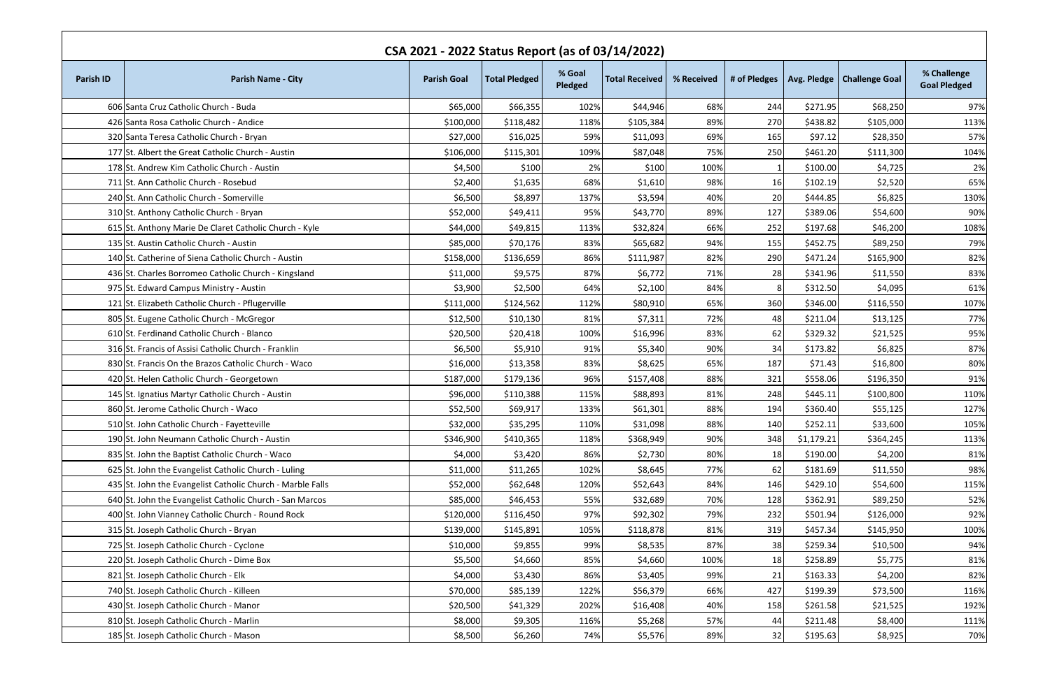## CSA 2021 - 2022 Status Report (as of 03/14/2022)

| Parish ID | Parish Name - City | Parish Goal | Total Pledged | % Goal Pledged | Total Received | % Received | # of Pledges | Avg. Pledge | Challenge Goal | % Challenge Goal Pledged |
|---|---|---|---|---|---|---|---|---|---|---|
| 606 | Santa Cruz Catholic Church - Buda | $65,000 | $66,355 | 102% | $44,946 | 68% | 244 | $271.95 | $68,250 | 97% |
| 426 | Santa Rosa Catholic Church - Andice | $100,000 | $118,482 | 118% | $105,384 | 89% | 270 | $438.82 | $105,000 | 113% |
| 320 | Santa Teresa Catholic Church - Bryan | $27,000 | $16,025 | 59% | $11,093 | 69% | 165 | $97.12 | $28,350 | 57% |
| 177 | St. Albert the Great Catholic Church - Austin | $106,000 | $115,301 | 109% | $87,048 | 75% | 250 | $461.20 | $111,300 | 104% |
| 178 | St. Andrew Kim Catholic Church - Austin | $4,500 | $100 | 2% | $100 | 100% | 1 | $100.00 | $4,725 | 2% |
| 711 | St. Ann Catholic Church - Rosebud | $2,400 | $1,635 | 68% | $1,610 | 98% | 16 | $102.19 | $2,520 | 65% |
| 240 | St. Ann Catholic Church - Somerville | $6,500 | $8,897 | 137% | $3,594 | 40% | 20 | $444.85 | $6,825 | 130% |
| 310 | St. Anthony Catholic Church - Bryan | $52,000 | $49,411 | 95% | $43,770 | 89% | 127 | $389.06 | $54,600 | 90% |
| 615 | St. Anthony Marie De Claret Catholic Church - Kyle | $44,000 | $49,815 | 113% | $32,824 | 66% | 252 | $197.68 | $46,200 | 108% |
| 135 | St. Austin Catholic Church - Austin | $85,000 | $70,176 | 83% | $65,682 | 94% | 155 | $452.75 | $89,250 | 79% |
| 140 | St. Catherine of Siena Catholic Church - Austin | $158,000 | $136,659 | 86% | $111,987 | 82% | 290 | $471.24 | $165,900 | 82% |
| 436 | St. Charles Borromeo Catholic Church - Kingsland | $11,000 | $9,575 | 87% | $6,772 | 71% | 28 | $341.96 | $11,550 | 83% |
| 975 | St. Edward Campus Ministry - Austin | $3,900 | $2,500 | 64% | $2,100 | 84% | 8 | $312.50 | $4,095 | 61% |
| 121 | St. Elizabeth Catholic Church - Pflugerville | $111,000 | $124,562 | 112% | $80,910 | 65% | 360 | $346.00 | $116,550 | 107% |
| 805 | St. Eugene Catholic Church - McGregor | $12,500 | $10,130 | 81% | $7,311 | 72% | 48 | $211.04 | $13,125 | 77% |
| 610 | St. Ferdinand Catholic Church - Blanco | $20,500 | $20,418 | 100% | $16,996 | 83% | 62 | $329.32 | $21,525 | 95% |
| 316 | St. Francis of Assisi Catholic Church - Franklin | $6,500 | $5,910 | 91% | $5,340 | 90% | 34 | $173.82 | $6,825 | 87% |
| 830 | St. Francis On the Brazos Catholic Church - Waco | $16,000 | $13,358 | 83% | $8,625 | 65% | 187 | $71.43 | $16,800 | 80% |
| 420 | St. Helen Catholic Church - Georgetown | $187,000 | $179,136 | 96% | $157,408 | 88% | 321 | $558.06 | $196,350 | 91% |
| 145 | St. Ignatius Martyr Catholic Church - Austin | $96,000 | $110,388 | 115% | $88,893 | 81% | 248 | $445.11 | $100,800 | 110% |
| 860 | St. Jerome Catholic Church - Waco | $52,500 | $69,917 | 133% | $61,301 | 88% | 194 | $360.40 | $55,125 | 127% |
| 510 | St. John Catholic Church - Fayetteville | $32,000 | $35,295 | 110% | $31,098 | 88% | 140 | $252.11 | $33,600 | 105% |
| 190 | St. John Neumann Catholic Church - Austin | $346,900 | $410,365 | 118% | $368,949 | 90% | 348 | $1,179.21 | $364,245 | 113% |
| 835 | St. John the Baptist Catholic Church - Waco | $4,000 | $3,420 | 86% | $2,730 | 80% | 18 | $190.00 | $4,200 | 81% |
| 625 | St. John the Evangelist Catholic Church - Luling | $11,000 | $11,265 | 102% | $8,645 | 77% | 62 | $181.69 | $11,550 | 98% |
| 435 | St. John the Evangelist Catholic Church - Marble Falls | $52,000 | $62,648 | 120% | $52,643 | 84% | 146 | $429.10 | $54,600 | 115% |
| 640 | St. John the Evangelist Catholic Church - San Marcos | $85,000 | $46,453 | 55% | $32,689 | 70% | 128 | $362.91 | $89,250 | 52% |
| 400 | St. John Vianney Catholic Church - Round Rock | $120,000 | $116,450 | 97% | $92,302 | 79% | 232 | $501.94 | $126,000 | 92% |
| 315 | St. Joseph Catholic Church - Bryan | $139,000 | $145,891 | 105% | $118,878 | 81% | 319 | $457.34 | $145,950 | 100% |
| 725 | St. Joseph Catholic Church - Cyclone | $10,000 | $9,855 | 99% | $8,535 | 87% | 38 | $259.34 | $10,500 | 94% |
| 220 | St. Joseph Catholic Church - Dime Box | $5,500 | $4,660 | 85% | $4,660 | 100% | 18 | $258.89 | $5,775 | 81% |
| 821 | St. Joseph Catholic Church - Elk | $4,000 | $3,430 | 86% | $3,405 | 99% | 21 | $163.33 | $4,200 | 82% |
| 740 | St. Joseph Catholic Church - Killeen | $70,000 | $85,139 | 122% | $56,379 | 66% | 427 | $199.39 | $73,500 | 116% |
| 430 | St. Joseph Catholic Church - Manor | $20,500 | $41,329 | 202% | $16,408 | 40% | 158 | $261.58 | $21,525 | 192% |
| 810 | St. Joseph Catholic Church - Marlin | $8,000 | $9,305 | 116% | $5,268 | 57% | 44 | $211.48 | $8,400 | 111% |
| 185 | St. Joseph Catholic Church - Mason | $8,500 | $6,260 | 74% | $5,576 | 89% | 32 | $195.63 | $8,925 | 70% |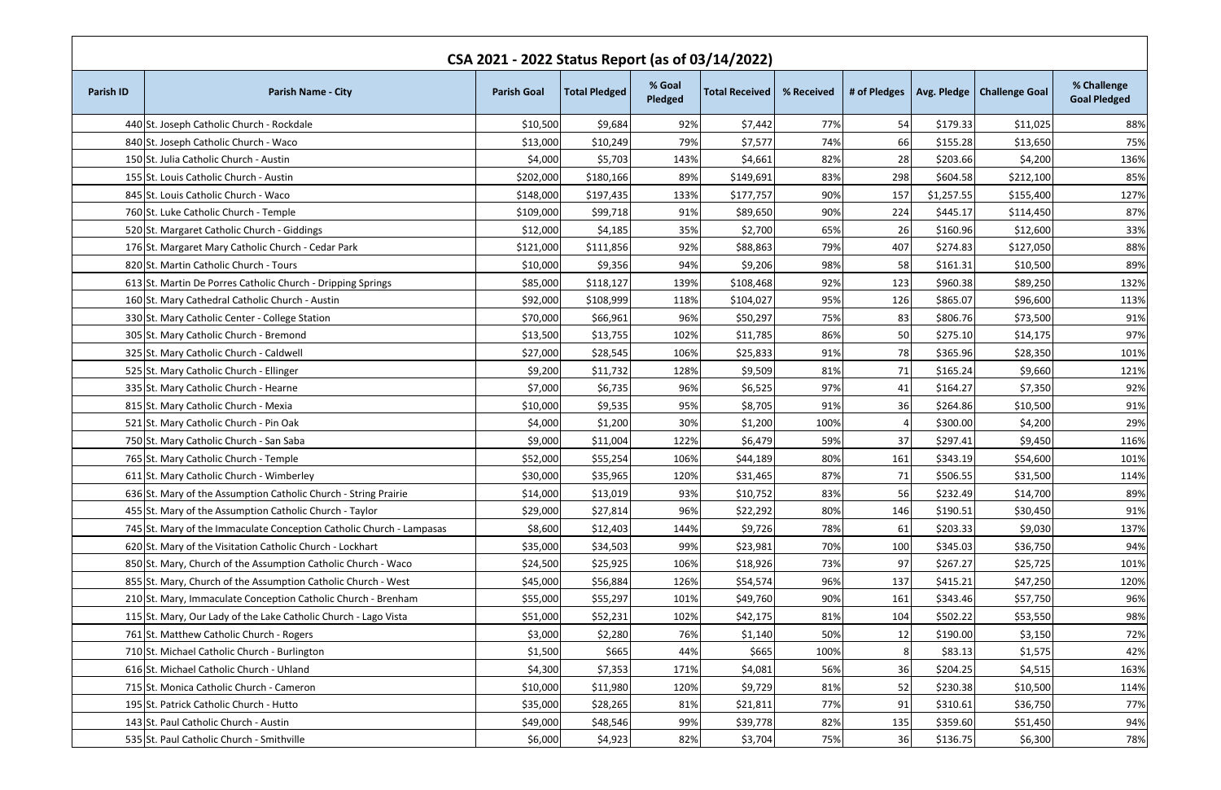| CSA 2021 - 2022 Status Report (as of 03/14/2022) | | | | | | | | | | | |
|---|---|---|---|---|---|---|---|---|---|---|---|
| Parish ID | Parish Name - City | Parish Goal | Total Pledged | % Goal Pledged | Total Received | % Received | # of Pledges | Avg. Pledge | Challenge Goal | % Challenge Goal Pledged |
| 440 | St. Joseph Catholic Church - Rockdale | $10,500 | $9,684 | 92% | $7,442 | 77% | 54 | $179.33 | $11,025 | 88% |
| 840 | St. Joseph Catholic Church - Waco | $13,000 | $10,249 | 79% | $7,577 | 74% | 66 | $155.28 | $13,650 | 75% |
| 150 | St. Julia Catholic Church - Austin | $4,000 | $5,703 | 143% | $4,661 | 82% | 28 | $203.66 | $4,200 | 136% |
| 155 | St. Louis Catholic Church - Austin | $202,000 | $180,166 | 89% | $149,691 | 83% | 298 | $604.58 | $212,100 | 85% |
| 845 | St. Louis Catholic Church - Waco | $148,000 | $197,435 | 133% | $177,757 | 90% | 157 | $1,257.55 | $155,400 | 127% |
| 760 | St. Luke Catholic Church - Temple | $109,000 | $99,718 | 91% | $89,650 | 90% | 224 | $445.17 | $114,450 | 87% |
| 520 | St. Margaret Catholic Church - Giddings | $12,000 | $4,185 | 35% | $2,700 | 65% | 26 | $160.96 | $12,600 | 33% |
| 176 | St. Margaret Mary Catholic Church - Cedar Park | $121,000 | $111,856 | 92% | $88,863 | 79% | 407 | $274.83 | $127,050 | 88% |
| 820 | St. Martin Catholic Church - Tours | $10,000 | $9,356 | 94% | $9,206 | 98% | 58 | $161.31 | $10,500 | 89% |
| 613 | St. Martin De Porres Catholic Church - Dripping Springs | $85,000 | $118,127 | 139% | $108,468 | 92% | 123 | $960.38 | $89,250 | 132% |
| 160 | St. Mary Cathedral Catholic Church - Austin | $92,000 | $108,999 | 118% | $104,027 | 95% | 126 | $865.07 | $96,600 | 113% |
| 330 | St. Mary Catholic Center - College Station | $70,000 | $66,961 | 96% | $50,297 | 75% | 83 | $806.76 | $73,500 | 91% |
| 305 | St. Mary Catholic Church - Bremond | $13,500 | $13,755 | 102% | $11,785 | 86% | 50 | $275.10 | $14,175 | 97% |
| 325 | St. Mary Catholic Church - Caldwell | $27,000 | $28,545 | 106% | $25,833 | 91% | 78 | $365.96 | $28,350 | 101% |
| 525 | St. Mary Catholic Church - Ellinger | $9,200 | $11,732 | 128% | $9,509 | 81% | 71 | $165.24 | $9,660 | 121% |
| 335 | St. Mary Catholic Church - Hearne | $7,000 | $6,735 | 96% | $6,525 | 97% | 41 | $164.27 | $7,350 | 92% |
| 815 | St. Mary Catholic Church - Mexia | $10,000 | $9,535 | 95% | $8,705 | 91% | 36 | $264.86 | $10,500 | 91% |
| 521 | St. Mary Catholic Church - Pin Oak | $4,000 | $1,200 | 30% | $1,200 | 100% | 4 | $300.00 | $4,200 | 29% |
| 750 | St. Mary Catholic Church - San Saba | $9,000 | $11,004 | 122% | $6,479 | 59% | 37 | $297.41 | $9,450 | 116% |
| 765 | St. Mary Catholic Church - Temple | $52,000 | $55,254 | 106% | $44,189 | 80% | 161 | $343.19 | $54,600 | 101% |
| 611 | St. Mary Catholic Church - Wimberley | $30,000 | $35,965 | 120% | $31,465 | 87% | 71 | $506.55 | $31,500 | 114% |
| 636 | St. Mary of the Assumption Catholic Church - String Prairie | $14,000 | $13,019 | 93% | $10,752 | 83% | 56 | $232.49 | $14,700 | 89% |
| 455 | St. Mary of the Assumption Catholic Church - Taylor | $29,000 | $27,814 | 96% | $22,292 | 80% | 146 | $190.51 | $30,450 | 91% |
| 745 | St. Mary of the Immaculate Conception Catholic Church - Lampasas | $8,600 | $12,403 | 144% | $9,726 | 78% | 61 | $203.33 | $9,030 | 137% |
| 620 | St. Mary of the Visitation Catholic Church - Lockhart | $35,000 | $34,503 | 99% | $23,981 | 70% | 100 | $345.03 | $36,750 | 94% |
| 850 | St. Mary, Church of the Assumption Catholic Church - Waco | $24,500 | $25,925 | 106% | $18,926 | 73% | 97 | $267.27 | $25,725 | 101% |
| 855 | St. Mary, Church of the Assumption Catholic Church - West | $45,000 | $56,884 | 126% | $54,574 | 96% | 137 | $415.21 | $47,250 | 120% |
| 210 | St. Mary, Immaculate Conception Catholic Church - Brenham | $55,000 | $55,297 | 101% | $49,760 | 90% | 161 | $343.46 | $57,750 | 96% |
| 115 | St. Mary, Our Lady of the Lake Catholic Church - Lago Vista | $51,000 | $52,231 | 102% | $42,175 | 81% | 104 | $502.22 | $53,550 | 98% |
| 761 | St. Matthew Catholic Church - Rogers | $3,000 | $2,280 | 76% | $1,140 | 50% | 12 | $190.00 | $3,150 | 72% |
| 710 | St. Michael Catholic Church - Burlington | $1,500 | $665 | 44% | $665 | 100% | 8 | $83.13 | $1,575 | 42% |
| 616 | St. Michael Catholic Church - Uhland | $4,300 | $7,353 | 171% | $4,081 | 56% | 36 | $204.25 | $4,515 | 163% |
| 715 | St. Monica Catholic Church - Cameron | $10,000 | $11,980 | 120% | $9,729 | 81% | 52 | $230.38 | $10,500 | 114% |
| 195 | St. Patrick Catholic Church - Hutto | $35,000 | $28,265 | 81% | $21,811 | 77% | 91 | $310.61 | $36,750 | 77% |
| 143 | St. Paul Catholic Church - Austin | $49,000 | $48,546 | 99% | $39,778 | 82% | 135 | $359.60 | $51,450 | 94% |
| 535 | St. Paul Catholic Church - Smithville | $6,000 | $4,923 | 82% | $3,704 | 75% | 36 | $136.75 | $6,300 | 78% |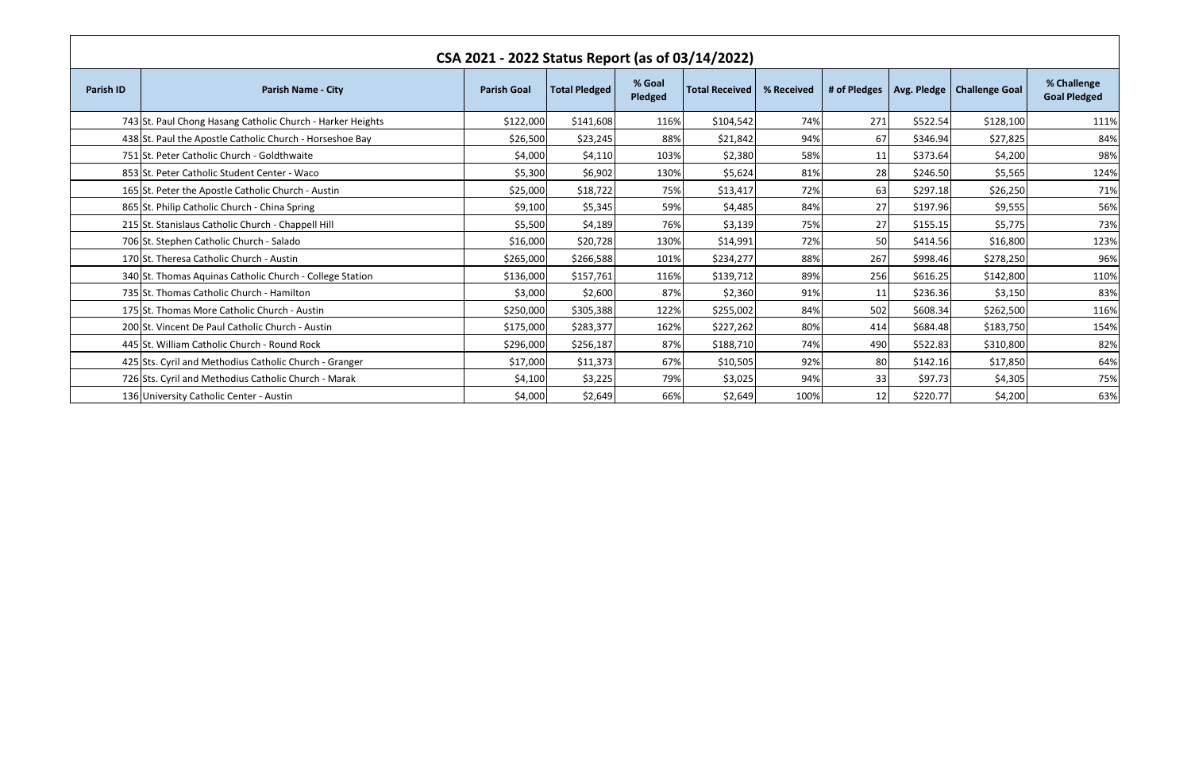## CSA 2021 - 2022 Status Report (as of 03/14/2022)

| Parish ID | Parish Name - City | Parish Goal | Total Pledged | % Goal Pledged | Total Received | % Received | # of Pledges | Avg. Pledge | Challenge Goal | % Challenge Goal Pledged |
|---|---|---|---|---|---|---|---|---|---|---|
| 743 | St. Paul Chong Hasang Catholic Church - Harker Heights | $122,000 | $141,608 | 116% | $104,542 | 74% | 271 | $522.54 | $128,100 | 111% |
| 438 | St. Paul the Apostle Catholic Church - Horseshoe Bay | $26,500 | $23,245 | 88% | $21,842 | 94% | 67 | $346.94 | $27,825 | 84% |
| 751 | St. Peter Catholic Church - Goldthwaite | $4,000 | $4,110 | 103% | $2,380 | 58% | 11 | $373.64 | $4,200 | 98% |
| 853 | St. Peter Catholic Student Center - Waco | $5,300 | $6,902 | 130% | $5,624 | 81% | 28 | $246.50 | $5,565 | 124% |
| 165 | St. Peter the Apostle Catholic Church - Austin | $25,000 | $18,722 | 75% | $13,417 | 72% | 63 | $297.18 | $26,250 | 71% |
| 865 | St. Philip Catholic Church - China Spring | $9,100 | $5,345 | 59% | $4,485 | 84% | 27 | $197.96 | $9,555 | 56% |
| 215 | St. Stanislaus Catholic Church - Chappell Hill | $5,500 | $4,189 | 76% | $3,139 | 75% | 27 | $155.15 | $5,775 | 73% |
| 706 | St. Stephen Catholic Church - Salado | $16,000 | $20,728 | 130% | $14,991 | 72% | 50 | $414.56 | $16,800 | 123% |
| 170 | St. Theresa Catholic Church - Austin | $265,000 | $266,588 | 101% | $234,277 | 88% | 267 | $998.46 | $278,250 | 96% |
| 340 | St. Thomas Aquinas Catholic Church - College Station | $136,000 | $157,761 | 116% | $139,712 | 89% | 256 | $616.25 | $142,800 | 110% |
| 735 | St. Thomas Catholic Church - Hamilton | $3,000 | $2,600 | 87% | $2,360 | 91% | 11 | $236.36 | $3,150 | 83% |
| 175 | St. Thomas More Catholic Church - Austin | $250,000 | $305,388 | 122% | $255,002 | 84% | 502 | $608.34 | $262,500 | 116% |
| 200 | St. Vincent De Paul Catholic Church - Austin | $175,000 | $283,377 | 162% | $227,262 | 80% | 414 | $684.48 | $183,750 | 154% |
| 445 | St. William Catholic Church - Round Rock | $296,000 | $256,187 | 87% | $188,710 | 74% | 490 | $522.83 | $310,800 | 82% |
| 425 | Sts. Cyril and Methodius Catholic Church - Granger | $17,000 | $11,373 | 67% | $10,505 | 92% | 80 | $142.16 | $17,850 | 64% |
| 726 | Sts. Cyril and Methodius Catholic Church - Marak | $4,100 | $3,225 | 79% | $3,025 | 94% | 33 | $97.73 | $4,305 | 75% |
| 136 | University Catholic Center - Austin | $4,000 | $2,649 | 66% | $2,649 | 100% | 12 | $220.77 | $4,200 | 63% |